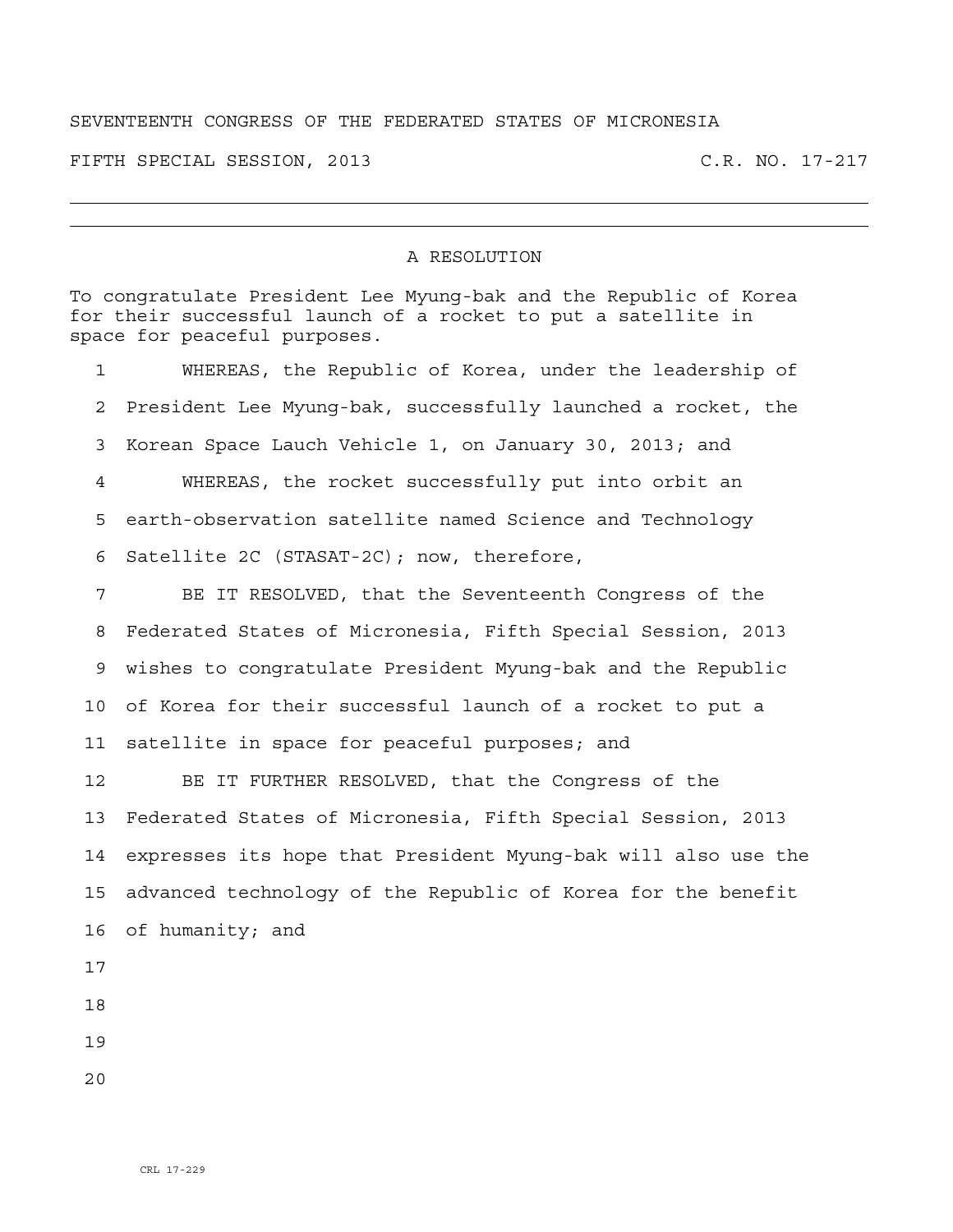SEVENTEENTH CONGRESS OF THE FEDERATED STATES OF MICRONESIA

FIFTH SPECIAL SESSION, 2013 C.R. NO. 17-217

---

# A RESOLUTION

To congratulate President Lee Myung-bak and the Republic of Korea for their successful launch of a rocket to put a satellite in space for peaceful purposes.

1 WHEREAS, the Republic of Korea, under the leadership of
2 President Lee Myung-bak, successfully launched a rocket, the
3 Korean Space Lauch Vehicle 1, on January 30, 2013; and
4 WHEREAS, the rocket successfully put into orbit an
5 earth-observation satellite named Science and Technology
6 Satellite 2C (STASAT-2C); now, therefore,
7 BE IT RESOLVED, that the Seventeenth Congress of the
8 Federated States of Micronesia, Fifth Special Session, 2013
9 wishes to congratulate President Myung-bak and the Republic
10 of Korea for their successful launch of a rocket to put a
11 satellite in space for peaceful purposes; and
12 BE IT FURTHER RESOLVED, that the Congress of the
13 Federated States of Micronesia, Fifth Special Session, 2013
14 expresses its hope that President Myung-bak will also use the
15 advanced technology of the Republic of Korea for the benefit
16 of humanity; and
17
18
19
20

CRL 17-229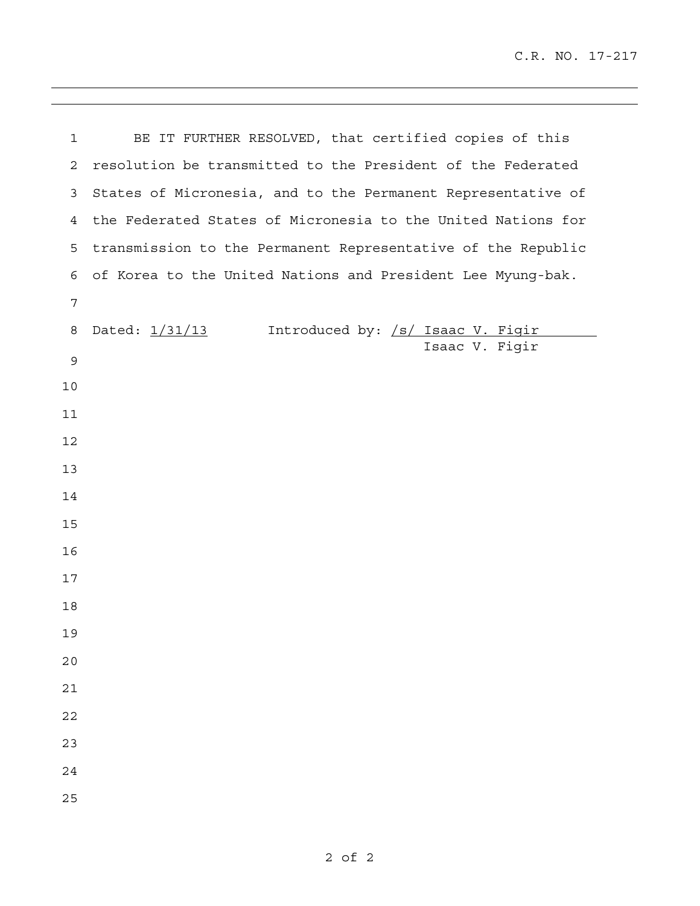BE IT FURTHER RESOLVED, that certified copies of this resolution be transmitted to the President of the Federated States of Micronesia, and to the Permanent Representative of the Federated States of Micronesia to the United Nations for transmission to the Permanent Representative of the Republic of Korea to the United Nations and President Lee Myung-bak.

Dated: 1/31/13 Introduced by: /s/ Isaac V. Figir

Isaac V. Figir